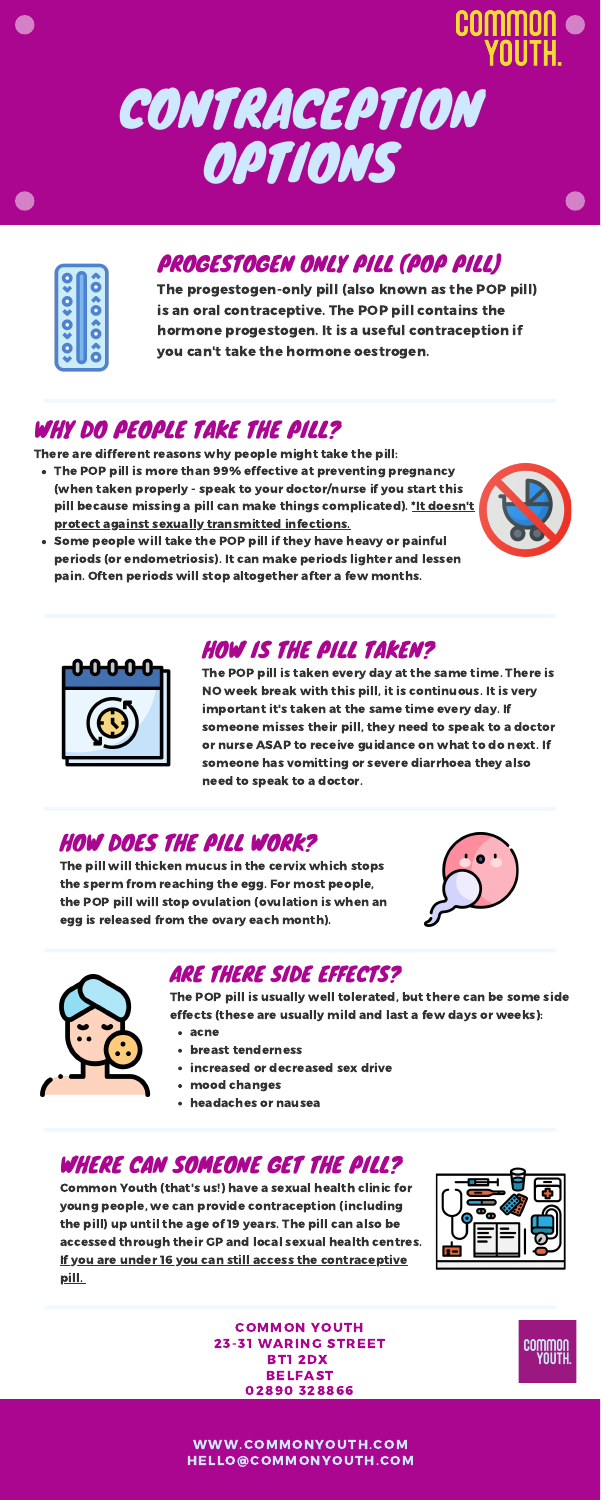COMMON YOUTH.

# CONTRACEPTION OPTIONS

## PROGESTOGEN ONLY PILL (POP PILL)

**The progestogen-only pill (also known as the POP pill) is an oral contraceptive. The POP pill contains the hormone progestogen. It is a useful contraception if you can't take the hormone oestrogen.**

## WHY DO PEOPLE TAKE THE PILL?

**There are different reasons why people might take the pill:**

- **The POP pill is more than 99% effective at preventing pregnancy (when taken properly - speak to your doctor/nurse if you start this pill because missing a pill can make things complicated). *It doesn't protect against sexually transmitted infections.**
- **Some people will take the POP pill if they have heavy or painful periods (or endometriosis). It can make periods lighter and lessen pain. Often periods will stop altogether after a few months.**

## HOW IS THE PILL TAKEN?

**The POP pill is taken every day at the same time. There is NO week break with this pill, it is continuous. It is very important it's taken at the same time every day. If someone misses their pill, they need to speak to a doctor or nurse ASAP to receive guidance on what to do next. If someone has vomiting or severe diarrhoea they also need to speak to a doctor.**

## HOW DOES THE PILL WORK?

**The pill will thicken mucus in the cervix which stops the sperm from reaching the egg. For most people, the POP pill will stop ovulation (ovulation is when an egg is released from the ovary each month).**

## ARE THERE SIDE EFFECTS?

**The POP pill is usually well tolerated, but there can be some side effects (these are usually mild and last a few days or weeks):**

- **acne**
- **breast tenderness**
- **increased or decreased sex drive**
- **mood changes**
- **headaches or nausea**

## WHERE CAN SOMEONE GET THE PILL?

**Common Youth (that's us!) have a sexual health clinic for young people, we can provide contraception (including the pill) up until the age of 19 years. The pill can also be accessed through their GP and local sexual health centres. If you are under 16 you can still access the contraceptive pill.**

**COMMON YOUTH**
**23-31 WARING STREET**
**BT1 2DX**
**BELFAST**
**02890 328866**

COMMON YOUTH.

**WWW.COMMONYOUTH.COM**
**HELLO@COMMONYOUTH.COM**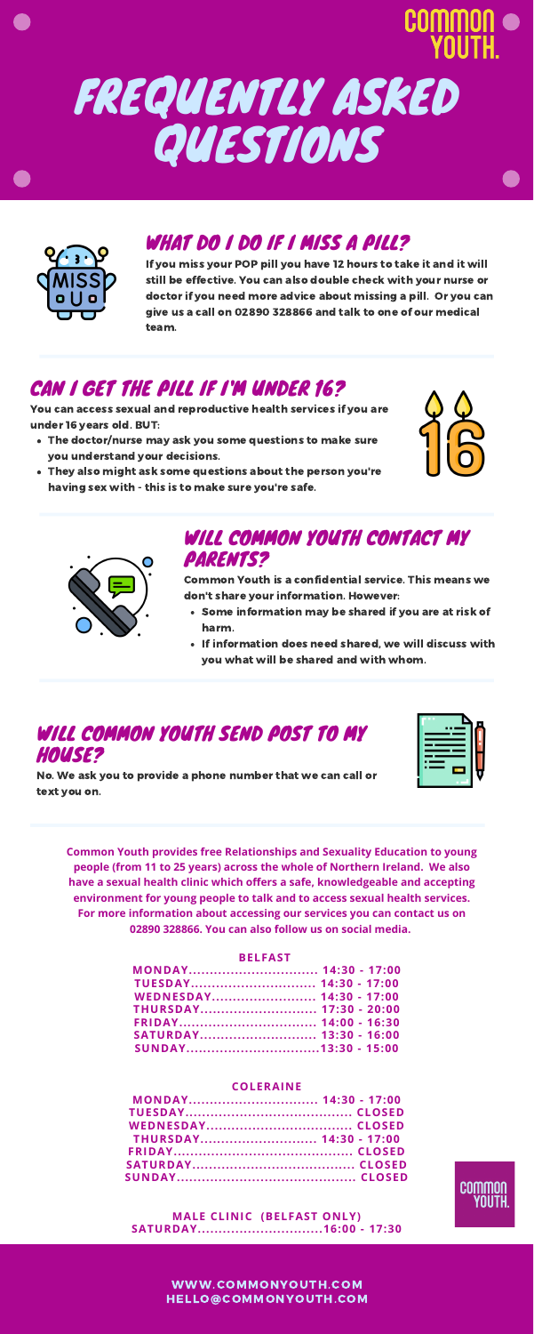COMMON YOUTH.

# FREQUENTLY ASKED QUESTIONS

## WHAT DO I DO IF I MISS A PILL?

If you miss your POP pill you have 12 hours to take it and it will still be effective. You can also double check with your nurse or doctor if you need more advice about missing a pill. Or you can give us a call on 02890 328866 and talk to one of our medical team.

## CAN I GET THE PILL IF I'M UNDER 16?

You can access sexual and reproductive health services if you are under 16 years old. BUT:

- The doctor/nurse may ask you some questions to make sure you understand your decisions.
- They also might ask some questions about the person you're having sex with - this is to make sure you're safe.

## WILL COMMON YOUTH CONTACT MY PARENTS?

Common Youth is a confidential service. This means we don't share your information. However:

- Some information may be shared if you are at risk of harm.
- If information does need shared, we will discuss with you what will be shared and with whom.

## WILL COMMON YOUTH SEND POST TO MY HOUSE?

No. We ask you to provide a phone number that we can call or text you on.

**Common Youth provides free Relationships and Sexuality Education to young people (from 11 to 25 years) across the whole of Northern Ireland. We also have a sexual health clinic which offers a safe, knowledgeable and accepting environment for young people to talk and to access sexual health services. For more information about accessing our services you can contact us on 02890 328866. You can also follow us on social media.**

### BELFAST

| | |
|---|---|
| MONDAY | 14:30 - 17:00 |
| TUESDAY | 14:30 - 17:00 |
| WEDNESDAY | 14:30 - 17:00 |
| THURSDAY | 17:30 - 20:00 |
| FRIDAY | 14:00 - 16:30 |
| SATURDAY | 13:30 - 16:00 |
| SUNDAY | 13:30 - 15:00 |

### COLERAINE

| | |
|---|---|
| MONDAY | 14:30 - 17:00 |
| TUESDAY | CLOSED |
| WEDNESDAY | CLOSED |
| THURSDAY | 14:30 - 17:00 |
| FRIDAY | CLOSED |
| SATURDAY | CLOSED |
| SUNDAY | CLOSED |

### MALE CLINIC (BELFAST ONLY)

| | |
|---|---|
| SATURDAY | 16:00 - 17:30 |

COMMON YOUTH.

WWW.COMMONYOUTH.COM
HELLO@COMMONYOUTH.COM